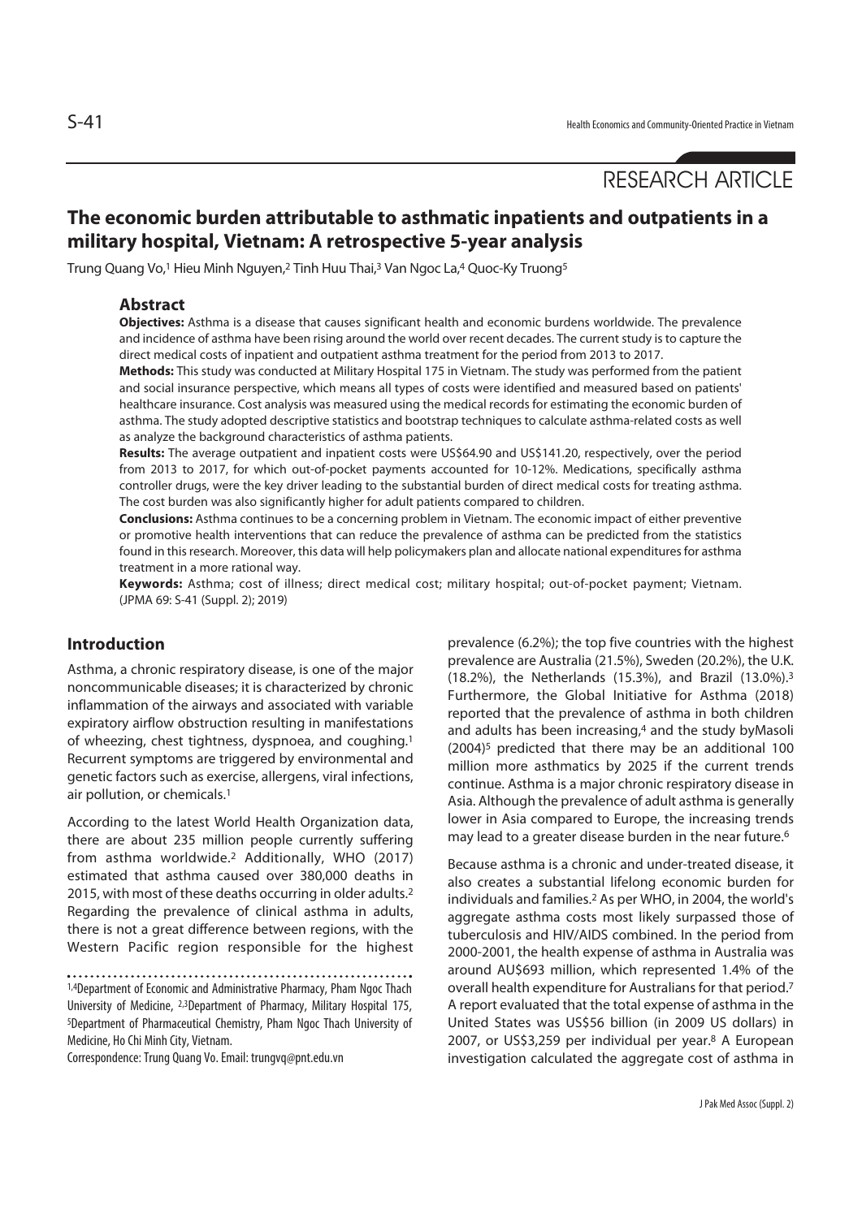RESEARCH ARTICLE

# The economic burden attributable to asthmatic inpatients and outpatients in a military hospital, Vietnam: A retrospective 5-year analysis

Trung Quang Vo,[1] Hieu Minh Nguyen,[2] Tinh Huu Thai,[3] Van Ngoc La,[4] Quoc-Ky Truong[5]

## Abstract

**Objectives:** Asthma is a disease that causes significant health and economic burdens worldwide. The prevalence and incidence of asthma have been rising around the world over recent decades. The current study is to capture the direct medical costs of inpatient and outpatient asthma treatment for the period from 2013 to 2017.

**Methods:** This study was conducted at Military Hospital 175 in Vietnam. The study was performed from the patient and social insurance perspective, which means all types of costs were identified and measured based on patients' healthcare insurance. Cost analysis was measured using the medical records for estimating the economic burden of asthma. The study adopted descriptive statistics and bootstrap techniques to calculate asthma-related costs as well as analyze the background characteristics of asthma patients.

**Results:** The average outpatient and inpatient costs were US$64.90 and US$141.20, respectively, over the period from 2013 to 2017, for which out-of-pocket payments accounted for 10-12%. Medications, specifically asthma controller drugs, were the key driver leading to the substantial burden of direct medical costs for treating asthma. The cost burden was also significantly higher for adult patients compared to children.

**Conclusions:** Asthma continues to be a concerning problem in Vietnam. The economic impact of either preventive or promotive health interventions that can reduce the prevalence of asthma can be predicted from the statistics found in this research. Moreover, this data will help policymakers plan and allocate national expenditures for asthma treatment in a more rational way.

**Keywords:** Asthma; cost of illness; direct medical cost; military hospital; out-of-pocket payment; Vietnam.
(JPMA 69: S-41 (Suppl. 2); 2019)

## Introduction

Asthma, a chronic respiratory disease, is one of the major noncommunicable diseases; it is characterized by chronic inflammation of the airways and associated with variable expiratory airflow obstruction resulting in manifestations of wheezing, chest tightness, dyspnoea, and coughing.[1] Recurrent symptoms are triggered by environmental and genetic factors such as exercise, allergens, viral infections, air pollution, or chemicals.[1]

According to the latest World Health Organization data, there are about 235 million people currently suffering from asthma worldwide.[2] Additionally, WHO (2017) estimated that asthma caused over 380,000 deaths in 2015, with most of these deaths occurring in older adults.[2] Regarding the prevalence of clinical asthma in adults, there is not a great difference between regions, with the Western Pacific region responsible for the highest prevalence (6.2%); the top five countries with the highest prevalence are Australia (21.5%), Sweden (20.2%), the U.K. (18.2%), the Netherlands (15.3%), and Brazil (13.0%).[3] Furthermore, the Global Initiative for Asthma (2018) reported that the prevalence of asthma in both children and adults has been increasing,[4] and the study byMasoli (2004)[5] predicted that there may be an additional 100 million more asthmatics by 2025 if the current trends continue. Asthma is a major chronic respiratory disease in Asia. Although the prevalence of adult asthma is generally lower in Asia compared to Europe, the increasing trends may lead to a greater disease burden in the near future.[6]

Because asthma is a chronic and under-treated disease, it also creates a substantial lifelong economic burden for individuals and families.[2] As per WHO, in 2004, the world's aggregate asthma costs most likely surpassed those of tuberculosis and HIV/AIDS combined. In the period from 2000-2001, the health expense of asthma in Australia was around AU$693 million, which represented 1.4% of the overall health expenditure for Australians for that period.[7] A report evaluated that the total expense of asthma in the United States was US$56 billion (in 2009 US dollars) in 2007, or US$3,259 per individual per year.[8] A European investigation calculated the aggregate cost of asthma in

[1,4]Department of Economic and Administrative Pharmacy, Pham Ngoc Thach University of Medicine, [2,3]Department of Pharmacy, Military Hospital 175, [5]Department of Pharmaceutical Chemistry, Pham Ngoc Thach University of Medicine, Ho Chi Minh City, Vietnam.

Correspondence: Trung Quang Vo. Email: trungvq@pnt.edu.vn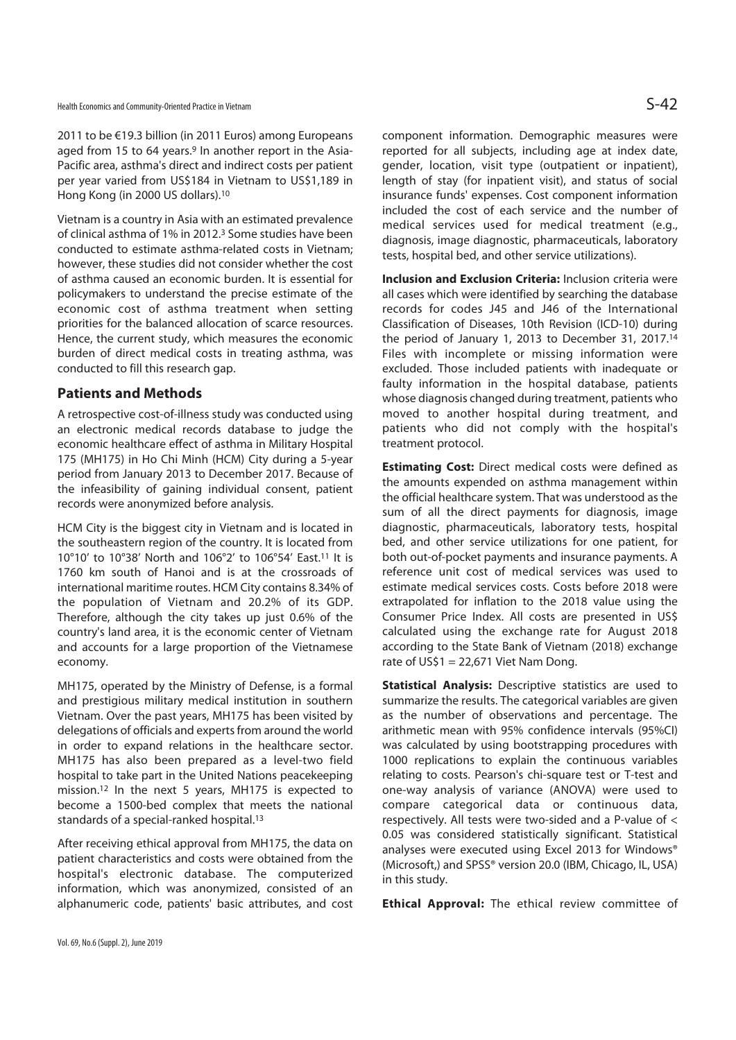2011 to be €19.3 billion (in 2011 Euros) among Europeans aged from 15 to 64 years.[9] In another report in the Asia-Pacific area, asthma's direct and indirect costs per patient per year varied from US$184 in Vietnam to US$1,189 in Hong Kong (in 2000 US dollars).[10]

Vietnam is a country in Asia with an estimated prevalence of clinical asthma of 1% in 2012.[3] Some studies have been conducted to estimate asthma-related costs in Vietnam; however, these studies did not consider whether the cost of asthma caused an economic burden. It is essential for policymakers to understand the precise estimate of the economic cost of asthma treatment when setting priorities for the balanced allocation of scarce resources. Hence, the current study, which measures the economic burden of direct medical costs in treating asthma, was conducted to fill this research gap.

## Patients and Methods

A retrospective cost-of-illness study was conducted using an electronic medical records database to judge the economic healthcare effect of asthma in Military Hospital 175 (MH175) in Ho Chi Minh (HCM) City during a 5-year period from January 2013 to December 2017. Because of the infeasibility of gaining individual consent, patient records were anonymized before analysis.

HCM City is the biggest city in Vietnam and is located in the southeastern region of the country. It is located from 10°10' to 10°38' North and 106°2' to 106°54' East.[11] It is 1760 km south of Hanoi and is at the crossroads of international maritime routes. HCM City contains 8.34% of the population of Vietnam and 20.2% of its GDP. Therefore, although the city takes up just 0.6% of the country's land area, it is the economic center of Vietnam and accounts for a large proportion of the Vietnamese economy.

MH175, operated by the Ministry of Defense, is a formal and prestigious military medical institution in southern Vietnam. Over the past years, MH175 has been visited by delegations of officials and experts from around the world in order to expand relations in the healthcare sector. MH175 has also been prepared as a level-two field hospital to take part in the United Nations peacekeeping mission.[12] In the next 5 years, MH175 is expected to become a 1500-bed complex that meets the national standards of a special-ranked hospital.[13]

After receiving ethical approval from MH175, the data on patient characteristics and costs were obtained from the hospital's electronic database. The computerized information, which was anonymized, consisted of an alphanumeric code, patients' basic attributes, and cost component information. Demographic measures were reported for all subjects, including age at index date, gender, location, visit type (outpatient or inpatient), length of stay (for inpatient visit), and status of social insurance funds' expenses. Cost component information included the cost of each service and the number of medical services used for medical treatment (e.g., diagnosis, image diagnostic, pharmaceuticals, laboratory tests, hospital bed, and other service utilizations).

**Inclusion and Exclusion Criteria:** Inclusion criteria were all cases which were identified by searching the database records for codes J45 and J46 of the International Classification of Diseases, 10th Revision (ICD-10) during the period of January 1, 2013 to December 31, 2017.[14] Files with incomplete or missing information were excluded. Those included patients with inadequate or faulty information in the hospital database, patients whose diagnosis changed during treatment, patients who moved to another hospital during treatment, and patients who did not comply with the hospital's treatment protocol.

**Estimating Cost:** Direct medical costs were defined as the amounts expended on asthma management within the official healthcare system. That was understood as the sum of all the direct payments for diagnosis, image diagnostic, pharmaceuticals, laboratory tests, hospital bed, and other service utilizations for one patient, for both out-of-pocket payments and insurance payments. A reference unit cost of medical services was used to estimate medical services costs. Costs before 2018 were extrapolated for inflation to the 2018 value using the Consumer Price Index. All costs are presented in US$ calculated using the exchange rate for August 2018 according to the State Bank of Vietnam (2018) exchange rate of US$1 = 22,671 Viet Nam Dong.

**Statistical Analysis:** Descriptive statistics are used to summarize the results. The categorical variables are given as the number of observations and percentage. The arithmetic mean with 95% confidence intervals (95%CI) was calculated by using bootstrapping procedures with 1000 replications to explain the continuous variables relating to costs. Pearson's chi-square test or T-test and one-way analysis of variance (ANOVA) were used to compare categorical data or continuous data, respectively. All tests were two-sided and a P-value of < 0.05 was considered statistically significant. Statistical analyses were executed using Excel 2013 for Windows® (Microsoft,) and SPSS® version 20.0 (IBM, Chicago, IL, USA) in this study.

**Ethical Approval:** The ethical review committee of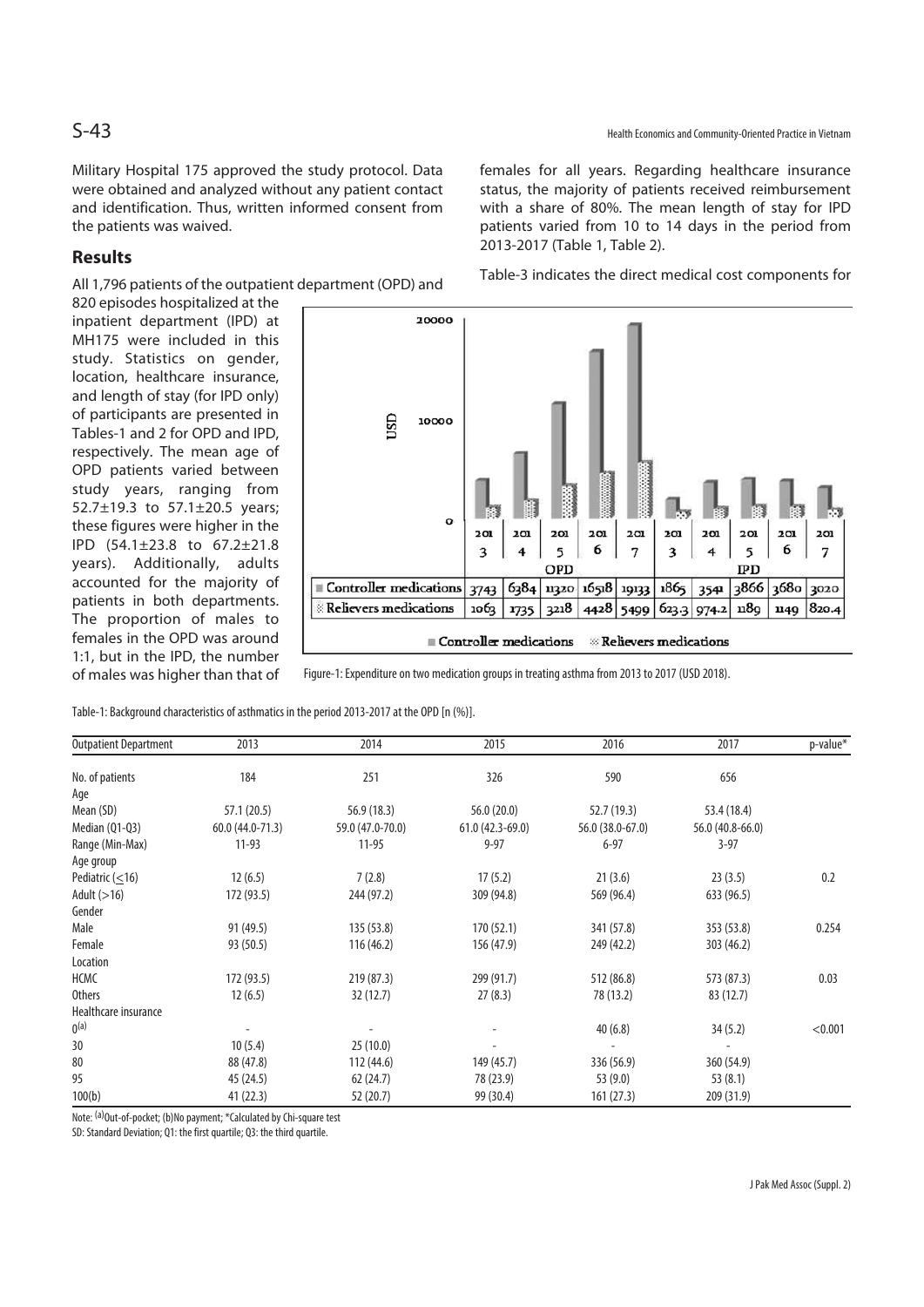Military Hospital 175 approved the study protocol. Data were obtained and analyzed without any patient contact and identification. Thus, written informed consent from the patients was waived.

## Results

All 1,796 patients of the outpatient department (OPD) and 820 episodes hospitalized at the inpatient department (IPD) at MH175 were included in this study. Statistics on gender, location, healthcare insurance, and length of stay (for IPD only) of participants are presented in Tables-1 and 2 for OPD and IPD, respectively. The mean age of OPD patients varied between study years, ranging from 52.7±19.3 to 57.1±20.5 years; these figures were higher in the IPD (54.1±23.8 to 67.2±21.8 years). Additionally, adults accounted for the majority of patients in both departments. The proportion of males to females in the OPD was around 1:1, but in the IPD, the number of males was higher than that of females for all years. Regarding healthcare insurance status, the majority of patients received reimbursement with a share of 80%. The mean length of stay for IPD patients varied from 10 to 14 days in the period from 2013-2017 (Table 1, Table 2).

Table-3 indicates the direct medical cost components for

| | OPD 2013 | OPD 2014 | OPD 2015 | OPD 2016 | OPD 2017 | IPD 2013 | IPD 2014 | IPD 2015 | IPD 2016 | IPD 2017 |
|---|---|---|---|---|---|---|---|---|---|---|
| Controller medications | 3743 | 6384 | 11320 | 16518 | 19133 | 1865 | 3541 | 3866 | 3680 | 3020 |
| Relievers medications | 1063 | 1735 | 3218 | 4428 | 5499 | 623.3 | 974.2 | 1189 | 1149 | 820.4 |

Figure-1: Expenditure on two medication groups in treating asthma from 2013 to 2017 (USD 2018).

Table-1: Background characteristics of asthmatics in the period 2013-2017 at the OPD [n (%)].

| Outpatient Department | 2013 | 2014 | 2015 | 2016 | 2017 | p-value* |
|---|---|---|---|---|---|---|
| No. of patients | 184 | 251 | 326 | 590 | 656 | |
| Age | | | | | | |
| Mean (SD) | 57.1 (20.5) | 56.9 (18.3) | 56.0 (20.0) | 52.7 (19.3) | 53.4 (18.4) | |
| Median (Q1-Q3) | 60.0 (44.0-71.3) | 59.0 (47.0-70.0) | 61.0 (42.3-69.0) | 56.0 (38.0-67.0) | 56.0 (40.8-66.0) | |
| Range (Min-Max) | 11-93 | 11-95 | 9-97 | 6-97 | 3-97 | |
| Age group | | | | | | |
| Pediatric (≤16) | 12 (6.5) | 7 (2.8) | 17 (5.2) | 21 (3.6) | 23 (3.5) | 0.2 |
| Adult (>16) | 172 (93.5) | 244 (97.2) | 309 (94.8) | 569 (96.4) | 633 (96.5) | |
| Gender | | | | | | |
| Male | 91 (49.5) | 135 (53.8) | 170 (52.1) | 341 (57.8) | 353 (53.8) | 0.254 |
| Female | 93 (50.5) | 116 (46.2) | 156 (47.9) | 249 (42.2) | 303 (46.2) | |
| Location | | | | | | |
| HCMC | 172 (93.5) | 219 (87.3) | 299 (91.7) | 512 (86.8) | 573 (87.3) | 0.03 |
| Others | 12 (6.5) | 32 (12.7) | 27 (8.3) | 78 (13.2) | 83 (12.7) | |
| Healthcare insurance | | | | | | |
| 0(a) | - | - | - | 40 (6.8) | 34 (5.2) | <0.001 |
| 30 | 10 (5.4) | 25 (10.0) | - | - | - | |
| 80 | 88 (47.8) | 112 (44.6) | 149 (45.7) | 336 (56.9) | 360 (54.9) | |
| 95 | 45 (24.5) | 62 (24.7) | 78 (23.9) | 53 (9.0) | 53 (8.1) | |
| 100(b) | 41 (22.3) | 52 (20.7) | 99 (30.4) | 161 (27.3) | 209 (31.9) | |

Note: (a)Out-of-pocket; (b)No payment; *Calculated by Chi-square test

SD: Standard Deviation; Q1: the first quartile; Q3: the third quartile.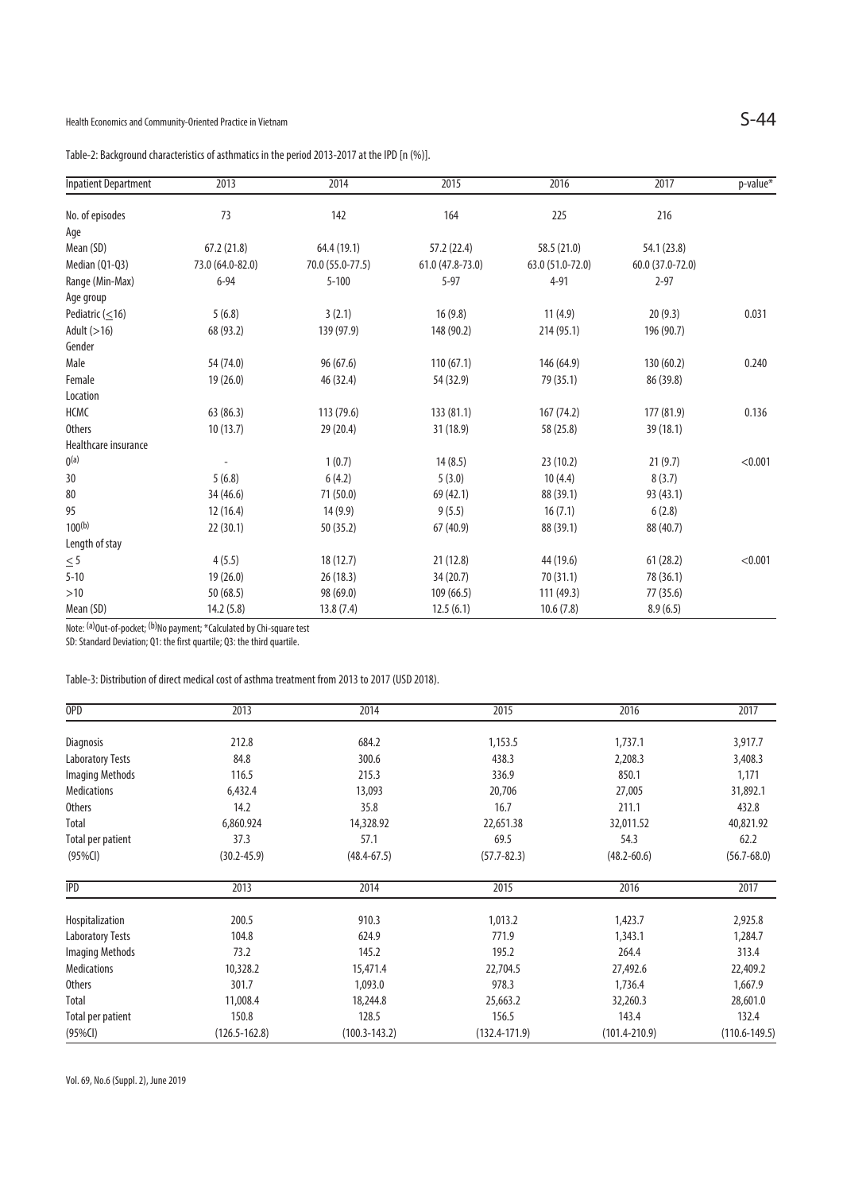Table-2: Background characteristics of asthmatics in the period 2013-2017 at the IPD [n (%)].

| Inpatient Department | 2013 | 2014 | 2015 | 2016 | 2017 | p-value* |
|---|---|---|---|---|---|---|
| No. of episodes | 73 | 142 | 164 | 225 | 216 | |
| Age | | | | | | |
| Mean (SD) | 67.2 (21.8) | 64.4 (19.1) | 57.2 (22.4) | 58.5 (21.0) | 54.1 (23.8) | |
| Median (Q1-Q3) | 73.0 (64.0-82.0) | 70.0 (55.0-77.5) | 61.0 (47.8-73.0) | 63.0 (51.0-72.0) | 60.0 (37.0-72.0) | |
| Range (Min-Max) | 6-94 | 5-100 | 5-97 | 4-91 | 2-97 | |
| Age group | | | | | | |
| Pediatric (≤16) | 5 (6.8) | 3 (2.1) | 16 (9.8) | 11 (4.9) | 20 (9.3) | 0.031 |
| Adult (>16) | 68 (93.2) | 139 (97.9) | 148 (90.2) | 214 (95.1) | 196 (90.7) | |
| Gender | | | | | | |
| Male | 54 (74.0) | 96 (67.6) | 110 (67.1) | 146 (64.9) | 130 (60.2) | 0.240 |
| Female | 19 (26.0) | 46 (32.4) | 54 (32.9) | 79 (35.1) | 86 (39.8) | |
| Location | | | | | | |
| HCMC | 63 (86.3) | 113 (79.6) | 133 (81.1) | 167 (74.2) | 177 (81.9) | 0.136 |
| Others | 10 (13.7) | 29 (20.4) | 31 (18.9) | 58 (25.8) | 39 (18.1) | |
| Healthcare insurance | | | | | | |
| 0[a] | - | 1 (0.7) | 14 (8.5) | 23 (10.2) | 21 (9.7) | <0.001 |
| 30 | 5 (6.8) | 6 (4.2) | 5 (3.0) | 10 (4.4) | 8 (3.7) | |
| 80 | 34 (46.6) | 71 (50.0) | 69 (42.1) | 88 (39.1) | 93 (43.1) | |
| 95 | 12 (16.4) | 14 (9.9) | 9 (5.5) | 16 (7.1) | 6 (2.8) | |
| 100[b] | 22 (30.1) | 50 (35.2) | 67 (40.9) | 88 (39.1) | 88 (40.7) | |
| Length of stay | | | | | | |
| ≤5 | 4 (5.5) | 18 (12.7) | 21 (12.8) | 44 (19.6) | 61 (28.2) | <0.001 |
| 5-10 | 19 (26.0) | 26 (18.3) | 34 (20.7) | 70 (31.1) | 78 (36.1) | |
| >10 | 50 (68.5) | 98 (69.0) | 109 (66.5) | 111 (49.3) | 77 (35.6) | |
| Mean (SD) | 14.2 (5.8) | 13.8 (7.4) | 12.5 (6.1) | 10.6 (7.8) | 8.9 (6.5) | |

Note: [a]Out-of-pocket; [b]No payment; *Calculated by Chi-square test

SD: Standard Deviation; Q1: the first quartile; Q3: the third quartile.

Table-3: Distribution of direct medical cost of asthma treatment from 2013 to 2017 (USD 2018).

| OPD | 2013 | 2014 | 2015 | 2016 | 2017 |
|---|---|---|---|---|---|
| Diagnosis | 212.8 | 684.2 | 1,153.5 | 1,737.1 | 3,917.7 |
| Laboratory Tests | 84.8 | 300.6 | 438.3 | 2,208.3 | 3,408.3 |
| Imaging Methods | 116.5 | 215.3 | 336.9 | 850.1 | 1,171 |
| Medications | 6,432.4 | 13,093 | 20,706 | 27,005 | 31,892.1 |
| Others | 14.2 | 35.8 | 16.7 | 211.1 | 432.8 |
| Total | 6,860.924 | 14,328.92 | 22,651.38 | 32,011.52 | 40,821.92 |
| Total per patient | 37.3 | 57.1 | 69.5 | 54.3 | 62.2 |
| (95%CI) | (30.2-45.9) | (48.4-67.5) | (57.7-82.3) | (48.2-60.6) | (56.7-68.0) |
| **IPD** | **2013** | **2014** | **2015** | **2016** | **2017** |
| Hospitalization | 200.5 | 910.3 | 1,013.2 | 1,423.7 | 2,925.8 |
| Laboratory Tests | 104.8 | 624.9 | 771.9 | 1,343.1 | 1,284.7 |
| Imaging Methods | 73.2 | 145.2 | 195.2 | 264.4 | 313.4 |
| Medications | 10,328.2 | 15,471.4 | 22,704.5 | 27,492.6 | 22,409.2 |
| Others | 301.7 | 1,093.0 | 978.3 | 1,736.4 | 1,667.9 |
| Total | 11,008.4 | 18,244.8 | 25,663.2 | 32,260.3 | 28,601.0 |
| Total per patient | 150.8 | 128.5 | 156.5 | 143.4 | 132.4 |
| (95%CI) | (126.5-162.8) | (100.3-143.2) | (132.4-171.9) | (101.4-210.9) | (110.6-149.5) |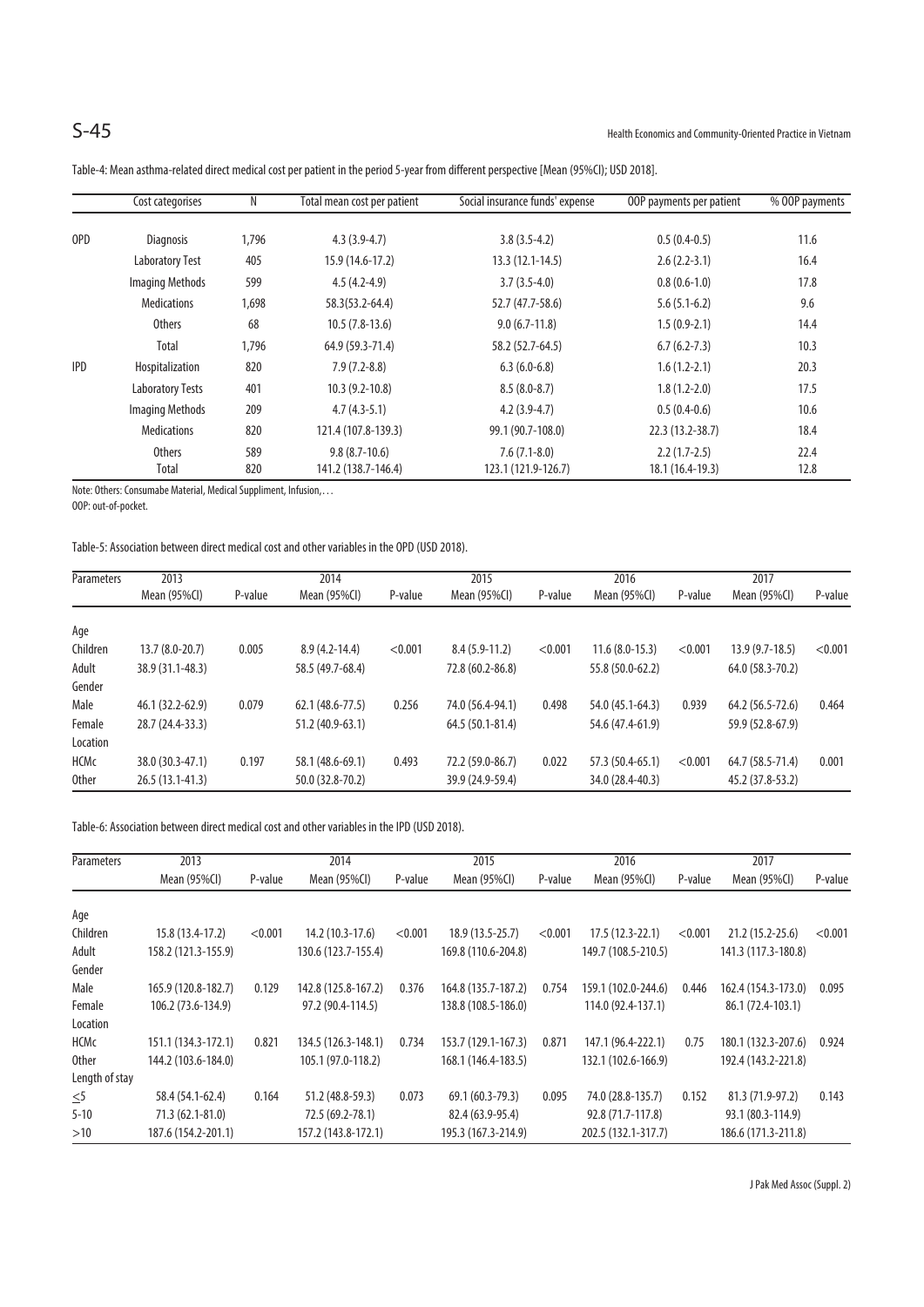Table-4: Mean asthma-related direct medical cost per patient in the period 5-year from different perspective [Mean (95%CI); USD 2018].

| | Cost categorises | N | Total mean cost per patient | Social insurance funds' expense | OOP payments per patient | % OOP payments |
|---|---|---|---|---|---|---|
| OPD | Diagnosis | 1,796 | 4.3 (3.9-4.7) | 3.8 (3.5-4.2) | 0.5 (0.4-0.5) | 11.6 |
| | Laboratory Test | 405 | 15.9 (14.6-17.2) | 13.3 (12.1-14.5) | 2.6 (2.2-3.1) | 16.4 |
| | Imaging Methods | 599 | 4.5 (4.2-4.9) | 3.7 (3.5-4.0) | 0.8 (0.6-1.0) | 17.8 |
| | Medications | 1,698 | 58.3(53.2-64.4) | 52.7 (47.7-58.6) | 5.6 (5.1-6.2) | 9.6 |
| | Others | 68 | 10.5 (7.8-13.6) | 9.0 (6.7-11.8) | 1.5 (0.9-2.1) | 14.4 |
| | Total | 1,796 | 64.9 (59.3-71.4) | 58.2 (52.7-64.5) | 6.7 (6.2-7.3) | 10.3 |
| IPD | Hospitalization | 820 | 7.9 (7.2-8.8) | 6.3 (6.0-6.8) | 1.6 (1.2-2.1) | 20.3 |
| | Laboratory Tests | 401 | 10.3 (9.2-10.8) | 8.5 (8.0-8.7) | 1.8 (1.2-2.0) | 17.5 |
| | Imaging Methods | 209 | 4.7 (4.3-5.1) | 4.2 (3.9-4.7) | 0.5 (0.4-0.6) | 10.6 |
| | Medications | 820 | 121.4 (107.8-139.3) | 99.1 (90.7-108.0) | 22.3 (13.2-38.7) | 18.4 |
| | Others | 589 | 9.8 (8.7-10.6) | 7.6 (7.1-8.0) | 2.2 (1.7-2.5) | 22.4 |
| | Total | 820 | 141.2 (138.7-146.4) | 123.1 (121.9-126.7) | 18.1 (16.4-19.3) | 12.8 |

Note: Others: Consumabe Material, Medical Suppliment, Infusion,…
OOP: out-of-pocket.

Table-5: Association between direct medical cost and other variables in the OPD (USD 2018).

| Parameters | 2013 | | 2014 | | 2015 | | 2016 | | 2017 | |
|---|---|---|---|---|---|---|---|---|---|---|
| | Mean (95%CI) | P-value | Mean (95%CI) | P-value | Mean (95%CI) | P-value | Mean (95%CI) | P-value | Mean (95%CI) | P-value |
| Age | | | | | | | | | | |
| Children | 13.7 (8.0-20.7) | 0.005 | 8.9 (4.2-14.4) | <0.001 | 8.4 (5.9-11.2) | <0.001 | 11.6 (8.0-15.3) | <0.001 | 13.9 (9.7-18.5) | <0.001 |
| Adult | 38.9 (31.1-48.3) | | 58.5 (49.7-68.4) | | 72.8 (60.2-86.8) | | 55.8 (50.0-62.2) | | 64.0 (58.3-70.2) | |
| Gender | | | | | | | | | | |
| Male | 46.1 (32.2-62.9) | 0.079 | 62.1 (48.6-77.5) | 0.256 | 74.0 (56.4-94.1) | 0.498 | 54.0 (45.1-64.3) | 0.939 | 64.2 (56.5-72.6) | 0.464 |
| Female | 28.7 (24.4-33.3) | | 51.2 (40.9-63.1) | | 64.5 (50.1-81.4) | | 54.6 (47.4-61.9) | | 59.9 (52.8-67.9) | |
| Location | | | | | | | | | | |
| HCMc | 38.0 (30.3-47.1) | 0.197 | 58.1 (48.6-69.1) | 0.493 | 72.2 (59.0-86.7) | 0.022 | 57.3 (50.4-65.1) | <0.001 | 64.7 (58.5-71.4) | 0.001 |
| Other | 26.5 (13.1-41.3) | | 50.0 (32.8-70.2) | | 39.9 (24.9-59.4) | | 34.0 (28.4-40.3) | | 45.2 (37.8-53.2) | |

Table-6: Association between direct medical cost and other variables in the IPD (USD 2018).

| Parameters | 2013 | | 2014 | | 2015 | | 2016 | | 2017 | |
|---|---|---|---|---|---|---|---|---|---|---|
| | Mean (95%CI) | P-value | Mean (95%CI) | P-value | Mean (95%CI) | P-value | Mean (95%CI) | P-value | Mean (95%CI) | P-value |
| Age | | | | | | | | | | |
| Children | 15.8 (13.4-17.2) | <0.001 | 14.2 (10.3-17.6) | <0.001 | 18.9 (13.5-25.7) | <0.001 | 17.5 (12.3-22.1) | <0.001 | 21.2 (15.2-25.6) | <0.001 |
| Adult | 158.2 (121.3-155.9) | | 130.6 (123.7-155.4) | | 169.8 (110.6-204.8) | | 149.7 (108.5-210.5) | | 141.3 (117.3-180.8) | |
| Gender | | | | | | | | | | |
| Male | 165.9 (120.8-182.7) | 0.129 | 142.8 (125.8-167.2) | 0.376 | 164.8 (135.7-187.2) | 0.754 | 159.1 (102.0-244.6) | 0.446 | 162.4 (154.3-173.0) | 0.095 |
| Female | 106.2 (73.6-134.9) | | 97.2 (90.4-114.5) | | 138.8 (108.5-186.0) | | 114.0 (92.4-137.1) | | 86.1 (72.4-103.1) | |
| Location | | | | | | | | | | |
| HCMc | 151.1 (134.3-172.1) | 0.821 | 134.5 (126.3-148.1) | 0.734 | 153.7 (129.1-167.3) | 0.871 | 147.1 (96.4-222.1) | 0.75 | 180.1 (132.3-207.6) | 0.924 |
| Other | 144.2 (103.6-184.0) | | 105.1 (97.0-118.2) | | 168.1 (146.4-183.5) | | 132.1 (102.6-166.9) | | 192.4 (143.2-221.8) | |
| Length of stay | | | | | | | | | | |
| ≤5 | 58.4 (54.1-62.4) | 0.164 | 51.2 (48.8-59.3) | 0.073 | 69.1 (60.3-79.3) | 0.095 | 74.0 (28.8-135.7) | 0.152 | 81.3 (71.9-97.2) | 0.143 |
| 5-10 | 71.3 (62.1-81.0) | | 72.5 (69.2-78.1) | | 82.4 (63.9-95.4) | | 92.8 (71.7-117.8) | | 93.1 (80.3-114.9) | |
| >10 | 187.6 (154.2-201.1) | | 157.2 (143.8-172.1) | | 195.3 (167.3-214.9) | | 202.5 (132.1-317.7) | | 186.6 (171.3-211.8) | |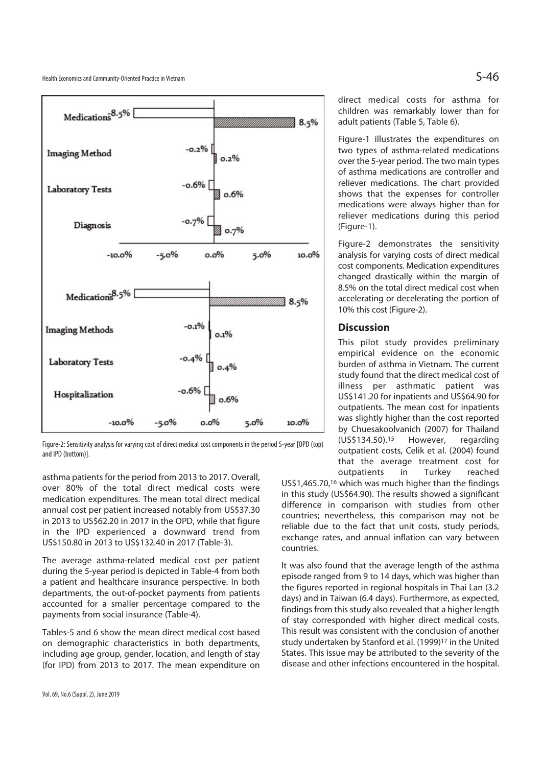Figure-2: Sensitivity analysis for varying cost of direct medical cost components in the period 5-year [OPD (top) and IPD (bottom)].

asthma patients for the period from 2013 to 2017. Overall, over 80% of the total direct medical costs were medication expenditures. The mean total direct medical annual cost per patient increased notably from US$37.30 in 2013 to US$62.20 in 2017 in the OPD, while that figure in the IPD experienced a downward trend from US$150.80 in 2013 to US$132.40 in 2017 (Table-3).

The average asthma-related medical cost per patient during the 5-year period is depicted in Table-4 from both a patient and healthcare insurance perspective. In both departments, the out-of-pocket payments from patients accounted for a smaller percentage compared to the payments from social insurance (Table-4).

Tables-5 and 6 show the mean direct medical cost based on demographic characteristics in both departments, including age group, gender, location, and length of stay (for IPD) from 2013 to 2017. The mean expenditure on direct medical costs for asthma for children was remarkably lower than for adult patients (Table 5, Table 6).

Figure-1 illustrates the expenditures on two types of asthma-related medications over the 5-year period. The two main types of asthma medications are controller and reliever medications. The chart provided shows that the expenses for controller medications were always higher than for reliever medications during this period (Figure-1).

Figure-2 demonstrates the sensitivity analysis for varying costs of direct medical cost components. Medication expenditures changed drastically within the margin of 8.5% on the total direct medical cost when accelerating or decelerating the portion of 10% this cost (Figure-2).

## Discussion

This pilot study provides preliminary empirical evidence on the economic burden of asthma in Vietnam. The current study found that the direct medical cost of illness per asthmatic patient was US$141.20 for inpatients and US$64.90 for outpatients. The mean cost for inpatients was slightly higher than the cost reported by Chuesakoolvanich (2007) for Thailand (US$134.50).[15] However, regarding outpatient costs, Celik et al. (2004) found that the average treatment cost for outpatients in Turkey reached US$1,465.70,[16] which was much higher than the findings in this study (US$64.90). The results showed a significant difference in comparison with studies from other countries; nevertheless, this comparison may not be reliable due to the fact that unit costs, study periods, exchange rates, and annual inflation can vary between countries.

It was also found that the average length of the asthma episode ranged from 9 to 14 days, which was higher than the figures reported in regional hospitals in Thai Lan (3.2 days) and in Taiwan (6.4 days). Furthermore, as expected, findings from this study also revealed that a higher length of stay corresponded with higher direct medical costs. This result was consistent with the conclusion of another study undertaken by Stanford et al. (1999)[17] in the United States. This issue may be attributed to the severity of the disease and other infections encountered in the hospital.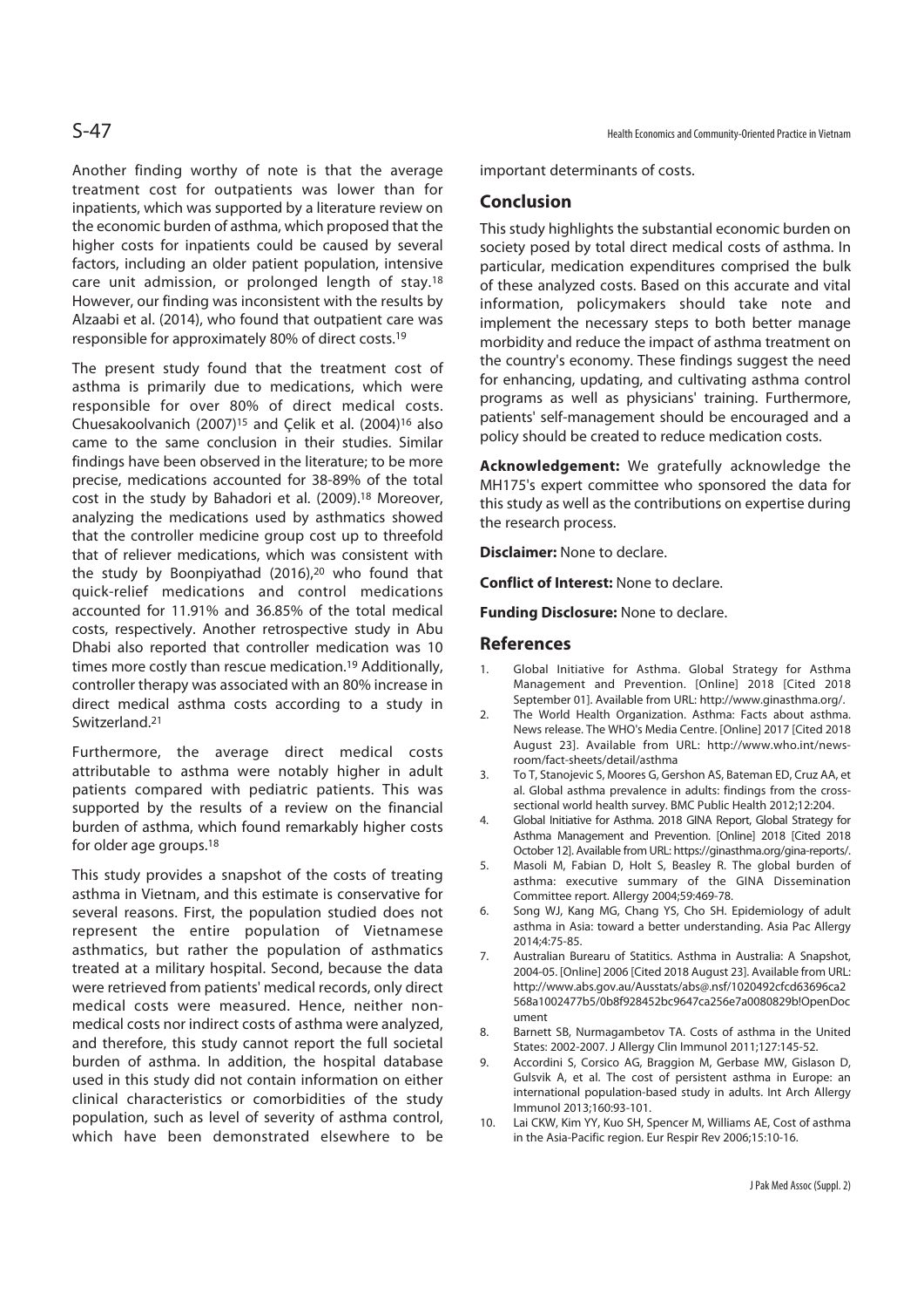Another finding worthy of note is that the average treatment cost for outpatients was lower than for inpatients, which was supported by a literature review on the economic burden of asthma, which proposed that the higher costs for inpatients could be caused by several factors, including an older patient population, intensive care unit admission, or prolonged length of stay.[18] However, our finding was inconsistent with the results by Alzaabi et al. (2014), who found that outpatient care was responsible for approximately 80% of direct costs.[19]

The present study found that the treatment cost of asthma is primarily due to medications, which were responsible for over 80% of direct medical costs. Chuesakoolvanich (2007)[15] and Çelik et al. (2004)[16] also came to the same conclusion in their studies. Similar findings have been observed in the literature; to be more precise, medications accounted for 38-89% of the total cost in the study by Bahadori et al. (2009).[18] Moreover, analyzing the medications used by asthmatics showed that the controller medicine group cost up to threefold that of reliever medications, which was consistent with the study by Boonpiyathad (2016),[20] who found that quick-relief medications and control medications accounted for 11.91% and 36.85% of the total medical costs, respectively. Another retrospective study in Abu Dhabi also reported that controller medication was 10 times more costly than rescue medication.[19] Additionally, controller therapy was associated with an 80% increase in direct medical asthma costs according to a study in Switzerland.[21]

Furthermore, the average direct medical costs attributable to asthma were notably higher in adult patients compared with pediatric patients. This was supported by the results of a review on the financial burden of asthma, which found remarkably higher costs for older age groups.[18]

This study provides a snapshot of the costs of treating asthma in Vietnam, and this estimate is conservative for several reasons. First, the population studied does not represent the entire population of Vietnamese asthmatics, but rather the population of asthmatics treated at a military hospital. Second, because the data were retrieved from patients' medical records, only direct medical costs were measured. Hence, neither non-medical costs nor indirect costs of asthma were analyzed, and therefore, this study cannot report the full societal burden of asthma. In addition, the hospital database used in this study did not contain information on either clinical characteristics or comorbidities of the study population, such as level of severity of asthma control, which have been demonstrated elsewhere to be important determinants of costs.

## Conclusion

This study highlights the substantial economic burden on society posed by total direct medical costs of asthma. In particular, medication expenditures comprised the bulk of these analyzed costs. Based on this accurate and vital information, policymakers should take note and implement the necessary steps to both better manage morbidity and reduce the impact of asthma treatment on the country's economy. These findings suggest the need for enhancing, updating, and cultivating asthma control programs as well as physicians' training. Furthermore, patients' self-management should be encouraged and a policy should be created to reduce medication costs.

**Acknowledgement:** We gratefully acknowledge the MH175's expert committee who sponsored the data for this study as well as the contributions on expertise during the research process.

**Disclaimer:** None to declare.

**Conflict of Interest:** None to declare.

**Funding Disclosure:** None to declare.

## References

1. Global Initiative for Asthma. Global Strategy for Asthma Management and Prevention. [Online] 2018 [Cited 2018 September 01]. Available from URL: http://www.ginasthma.org/.
2. The World Health Organization. Asthma: Facts about asthma. News release. The WHO's Media Centre. [Online] 2017 [Cited 2018 August 23]. Available from URL: http://www.who.int/news-room/fact-sheets/detail/asthma
3. To T, Stanojevic S, Moores G, Gershon AS, Bateman ED, Cruz AA, et al. Global asthma prevalence in adults: findings from the cross-sectional world health survey. BMC Public Health 2012;12:204.
4. Global Initiative for Asthma. 2018 GINA Report, Global Strategy for Asthma Management and Prevention. [Online] 2018 [Cited 2018 October 12]. Available from URL: https://ginasthma.org/gina-reports/.
5. Masoli M, Fabian D, Holt S, Beasley R. The global burden of asthma: executive summary of the GINA Dissemination Committee report. Allergy 2004;59:469-78.
6. Song WJ, Kang MG, Chang YS, Cho SH. Epidemiology of adult asthma in Asia: toward a better understanding. Asia Pac Allergy 2014;4:75-85.
7. Australian Burearu of Statitics. Asthma in Australia: A Snapshot, 2004-05. [Online] 2006 [Cited 2018 August 23]. Available from URL: http://www.abs.gov.au/Ausstats/abs@.nsf/1020492cfcd63696ca2568a1002477b5/0b8f928452bc9647ca256e7a0080829b!OpenDocument
8. Barnett SB, Nurmagambetov TA. Costs of asthma in the United States: 2002-2007. J Allergy Clin Immunol 2011;127:145-52.
9. Accordini S, Corsico AG, Braggion M, Gerbase MW, Gislason D, Gulsvik A, et al. The cost of persistent asthma in Europe: an international population-based study in adults. Int Arch Allergy Immunol 2013;160:93-101.
10. Lai CKW, Kim YY, Kuo SH, Spencer M, Williams AE, Cost of asthma in the Asia-Pacific region. Eur Respir Rev 2006;15:10-16.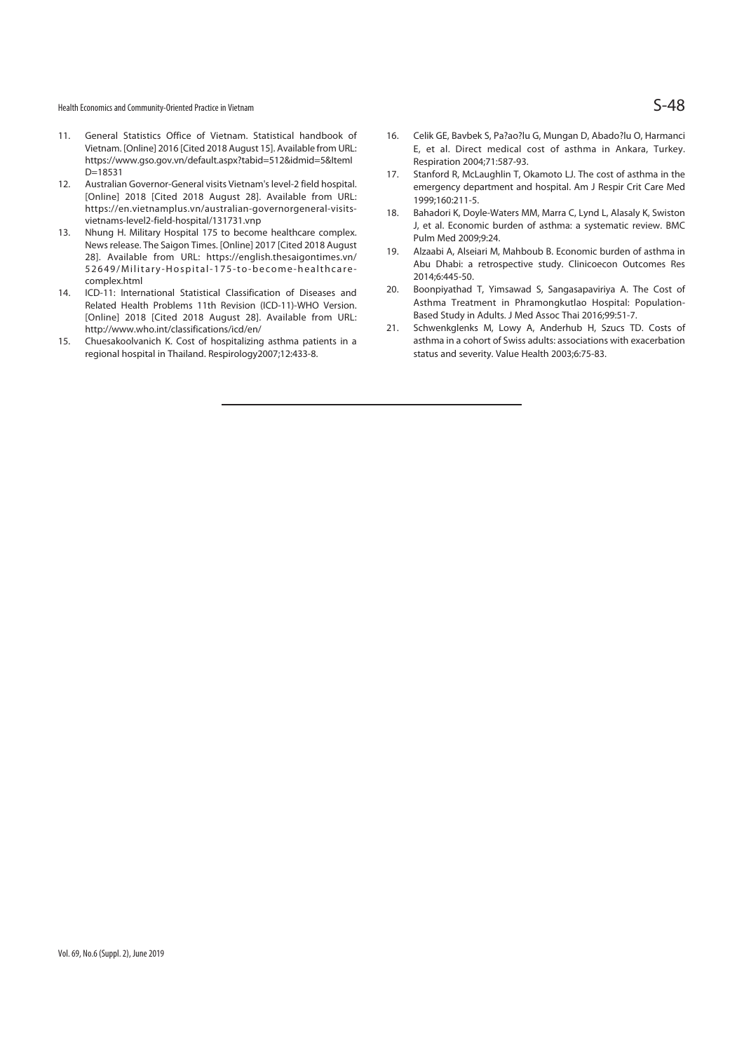11. General Statistics Office of Vietnam. Statistical handbook of Vietnam. [Online] 2016 [Cited 2018 August 15]. Available from URL: https://www.gso.gov.vn/default.aspx?tabid=512&idmid=5&ItemID=18531
12. Australian Governor-General visits Vietnam's level-2 field hospital. [Online] 2018 [Cited 2018 August 28]. Available from URL: https://en.vietnamplus.vn/australian-governorgeneral-visits-vietnams-level2-field-hospital/131731.vnp
13. Nhung H. Military Hospital 175 to become healthcare complex. News release. The Saigon Times. [Online] 2017 [Cited 2018 August 28]. Available from URL: https://english.thesaigontimes.vn/52649/Military-Hospital-175-to-become-healthcare-complex.html
14. ICD-11: International Statistical Classification of Diseases and Related Health Problems 11th Revision (ICD-11)-WHO Version. [Online] 2018 [Cited 2018 August 28]. Available from URL: http://www.who.int/classifications/icd/en/
15. Chuesakoolvanich K. Cost of hospitalizing asthma patients in a regional hospital in Thailand. Respirology2007;12:433-8.
16. Celik GE, Bavbek S, Pa?ao?lu G, Mungan D, Abado?lu O, Harmanci E, et al. Direct medical cost of asthma in Ankara, Turkey. Respiration 2004;71:587-93.
17. Stanford R, McLaughlin T, Okamoto LJ. The cost of asthma in the emergency department and hospital. Am J Respir Crit Care Med 1999;160:211-5.
18. Bahadori K, Doyle-Waters MM, Marra C, Lynd L, Alasaly K, Swiston J, et al. Economic burden of asthma: a systematic review. BMC Pulm Med 2009;9:24.
19. Alzaabi A, Alseiari M, Mahboub B. Economic burden of asthma in Abu Dhabi: a retrospective study. Clinicoecon Outcomes Res 2014;6:445-50.
20. Boonpiyathad T, Yimsawad S, Sangasapaviriya A. The Cost of Asthma Treatment in Phramongkutlao Hospital: Population-Based Study in Adults. J Med Assoc Thai 2016;99:51-7.
21. Schwenkglenks M, Lowy A, Anderhub H, Szucs TD. Costs of asthma in a cohort of Swiss adults: associations with exacerbation status and severity. Value Health 2003;6:75-83.